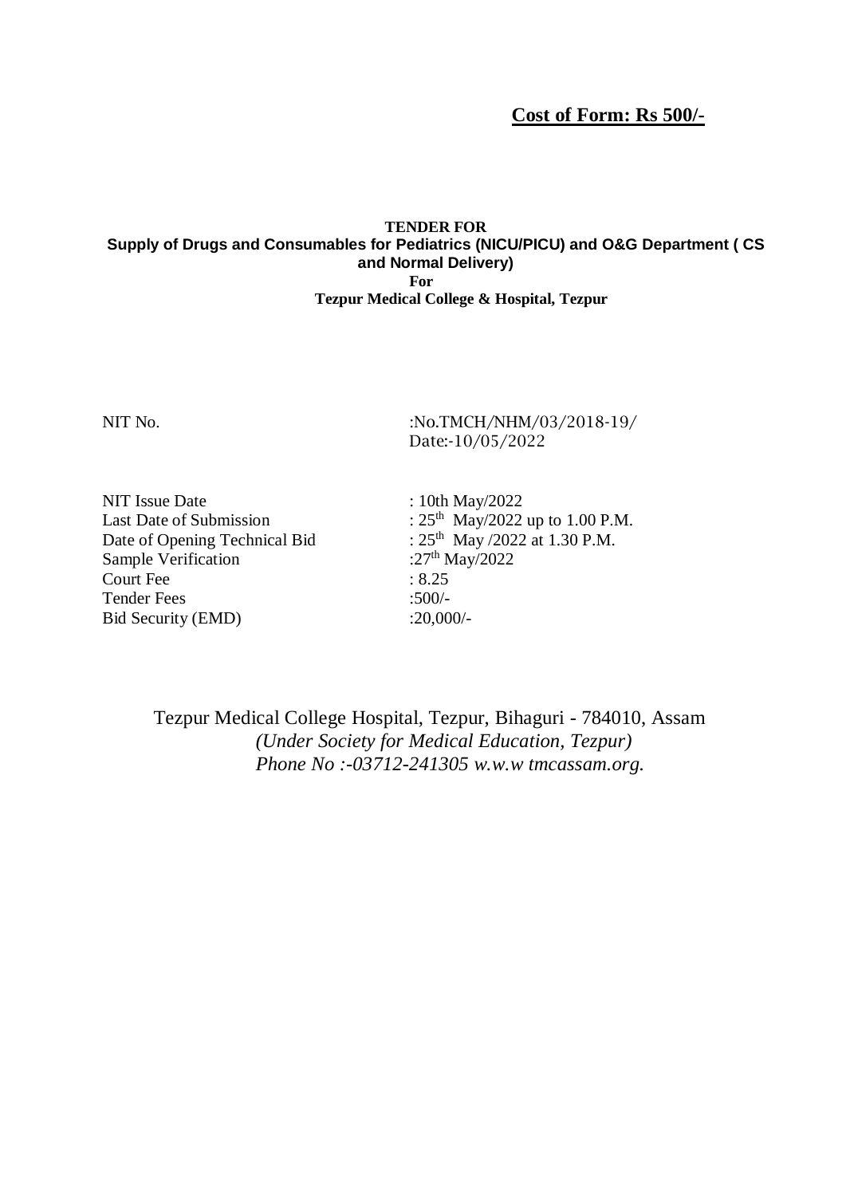**Cost of Form: Rs 500/-**

**TENDER FOR**
**Supply of Drugs and Consumables for Pediatrics (NICU/PICU) and O&G Department ( CS and Normal Delivery)**
**For**
**Tezpur Medical College & Hospital, Tezpur**

NIT No. :No.TMCH/NHM/03/2018-19/
Date:-10/05/2022

| | |
|---|---|
| NIT Issue Date | : 10th May/2022 |
| Last Date of Submission | : 25th May/2022 up to 1.00 P.M. |
| Date of Opening Technical Bid | : 25th May /2022 at 1.30 P.M. |
| Sample Verification | :27th May/2022 |
| Court Fee | : 8.25 |
| Tender Fees | :500/- |
| Bid Security (EMD) | :20,000/- |

Tezpur Medical College Hospital, Tezpur, Bihaguri - 784010, Assam
*(Under Society for Medical Education, Tezpur)*
*Phone No :-03712-241305 w.w.w tmcassam.org.*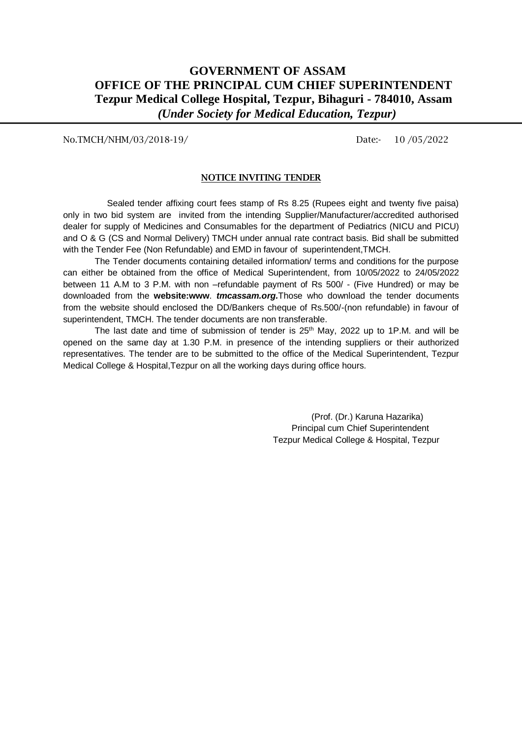# GOVERNMENT OF ASSAM
## OFFICE OF THE PRINCIPAL CUM CHIEF SUPERINTENDENT
### Tezpur Medical College Hospital, Tezpur, Bihaguri - 784010, Assam
### *(Under Society for Medical Education, Tezpur)*

No.TMCH/NHM/03/2018-19/ Date:- 10 /05/2022

**NOTICE INVITING TENDER**

Sealed tender affixing court fees stamp of Rs 8.25 (Rupees eight and twenty five paisa) only in two bid system are invited from the intending Supplier/Manufacturer/accredited authorised dealer for supply of Medicines and Consumables for the department of Pediatrics (NICU and PICU) and O & G (CS and Normal Delivery) TMCH under annual rate contract basis. Bid shall be submitted with the Tender Fee (Non Refundable) and EMD in favour of superintendent,TMCH.

The Tender documents containing detailed information/ terms and conditions for the purpose can either be obtained from the office of Medical Superintendent, from 10/05/2022 to 24/05/2022 between 11 A.M to 3 P.M. with non –refundable payment of Rs 500/ - (Five Hundred) or may be downloaded from the **website:www**. ***tmcassam.org.*** Those who download the tender documents from the website should enclosed the DD/Bankers cheque of Rs.500/-(non refundable) in favour of superintendent, TMCH. The tender documents are non transferable.

The last date and time of submission of tender is 25th May, 2022 up to 1P.M. and will be opened on the same day at 1.30 P.M. in presence of the intending suppliers or their authorized representatives. The tender are to be submitted to the office of the Medical Superintendent, Tezpur Medical College & Hospital,Tezpur on all the working days during office hours.

(Prof. (Dr.) Karuna Hazarika)
Principal cum Chief Superintendent
Tezpur Medical College & Hospital, Tezpur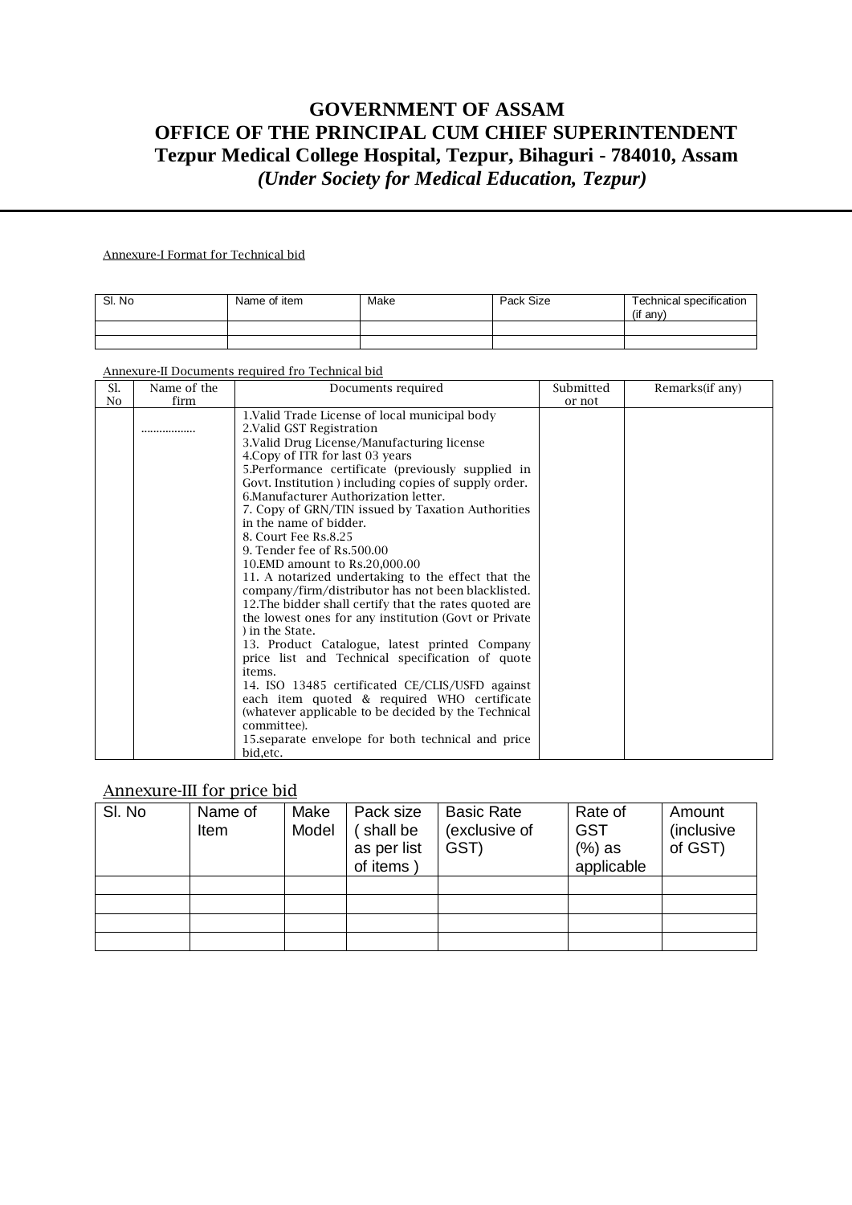# GOVERNMENT OF ASSAM
# OFFICE OF THE PRINCIPAL CUM CHIEF SUPERINTENDENT
## Tezpur Medical College Hospital, Tezpur, Bihaguri - 784010, Assam
### *(Under Society for Medical Education, Tezpur)*

Annexure-I Format for Technical bid

| Sl. No | Name of item | Make | Pack Size | Technical specification (if any) |
|---|---|---|---|---|
| | | | | |
| | | | | |

Annexure-II Documents required fro Technical bid

| Sl. No | Name of the firm | Documents required | Submitted or not | Remarks(if any) |
|---|---|---|---|---|
| | .................. | 1.Valid Trade License of local municipal body<br>2.Valid GST Registration<br>3.Valid Drug License/Manufacturing license<br>4.Copy of ITR for last 03 years<br>5.Performance certificate (previously supplied in Govt. Institution ) including copies of supply order.<br>6.Manufacturer Authorization letter.<br>7. Copy of GRN/TIN issued by Taxation Authorities in the name of bidder.<br>8. Court Fee Rs.8.25<br>9. Tender fee of Rs.500.00<br>10.EMD amount to Rs.20,000.00<br>11. A notarized undertaking to the effect that the company/firm/distributor has not been blacklisted.<br>12.The bidder shall certify that the rates quoted are the lowest ones for any institution (Govt or Private ) in the State.<br>13. Product Catalogue, latest printed Company price list and Technical specification of quote items.<br>14. ISO 13485 certificated CE/CLIS/USFD against each item quoted & required WHO certificate (whatever applicable to be decided by the Technical committee).<br>15.separate envelope for both technical and price bid,etc. | | |

Annexure-III for price bid

| Sl. No | Name of Item | Make Model | Pack size ( shall be as per list of items ) | Basic Rate (exclusive of GST) | Rate of GST (%) as applicable | Amount (inclusive of GST) |
|---|---|---|---|---|---|---|
| | | | | | | |
| | | | | | | |
| | | | | | | |
| | | | | | | |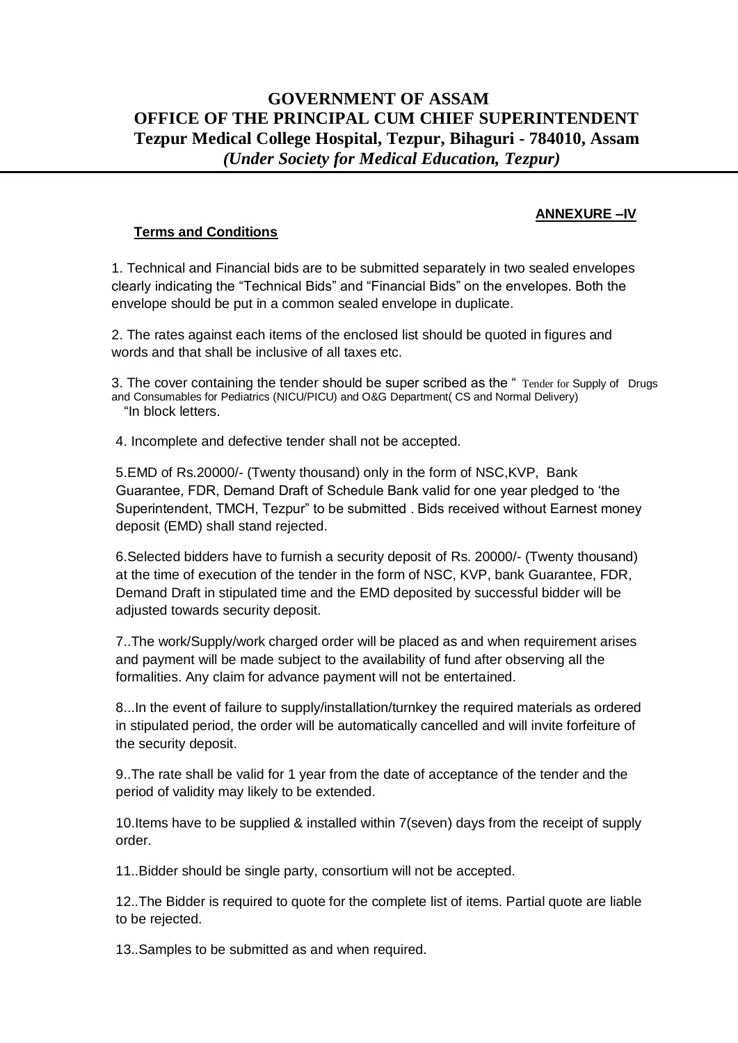# GOVERNMENT OF ASSAM
# OFFICE OF THE PRINCIPAL CUM CHIEF SUPERINTENDENT
## Tezpur Medical College Hospital, Tezpur, Bihaguri - 784010, Assam
### *(Under Society for Medical Education, Tezpur)*

**ANNEXURE –IV**

**Terms and Conditions**

1. Technical and Financial bids are to be submitted separately in two sealed envelopes clearly indicating the "Technical Bids" and "Financial Bids" on the envelopes. Both the envelope should be put in a common sealed envelope in duplicate.

2. The rates against each items of the enclosed list should be quoted in figures and words and that shall be inclusive of all taxes etc.

3. The cover containing the tender should be super scribed as the " Tender for Supply of Drugs and Consumables for Pediatrics (NICU/PICU) and O&G Department( CS and Normal Delivery) "In block letters.

4. Incomplete and defective tender shall not be accepted.

5.EMD of Rs.20000/- (Twenty thousand) only in the form of NSC,KVP, Bank Guarantee, FDR, Demand Draft of Schedule Bank valid for one year pledged to 'the Superintendent, TMCH, Tezpur" to be submitted . Bids received without Earnest money deposit (EMD) shall stand rejected.

6.Selected bidders have to furnish a security deposit of Rs. 20000/- (Twenty thousand) at the time of execution of the tender in the form of NSC, KVP, bank Guarantee, FDR, Demand Draft in stipulated time and the EMD deposited by successful bidder will be adjusted towards security deposit.

7..The work/Supply/work charged order will be placed as and when requirement arises and payment will be made subject to the availability of fund after observing all the formalities. Any claim for advance payment will not be entertained.

8...In the event of failure to supply/installation/turnkey the required materials as ordered in stipulated period, the order will be automatically cancelled and will invite forfeiture of the security deposit.

9..The rate shall be valid for 1 year from the date of acceptance of the tender and the period of validity may likely to be extended.

10.Items have to be supplied & installed within 7(seven) days from the receipt of supply order.

11..Bidder should be single party, consortium will not be accepted.

12..The Bidder is required to quote for the complete list of items. Partial quote are liable to be rejected.

13..Samples to be submitted as and when required.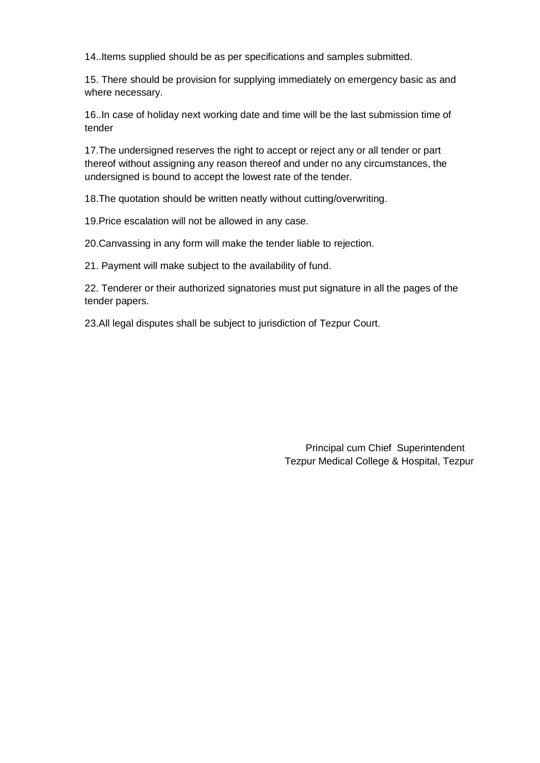14..Items supplied should be as per specifications and samples submitted.

15. There should be provision for supplying immediately on emergency basic as and where necessary.

16..In case of holiday next working date and time will be the last submission time of tender

17.The undersigned reserves the right to accept or reject any or all tender or part thereof without assigning any reason thereof and under no any circumstances, the undersigned is bound to accept the lowest rate of the tender.

18.The quotation should be written neatly without cutting/overwriting.

19.Price escalation will not be allowed in any case.

20.Canvassing in any form will make the tender liable to rejection.

21. Payment will make subject to the availability of fund.

22. Tenderer or their authorized signatories must put signature in all the pages of the tender papers.

23.All legal disputes shall be subject to jurisdiction of Tezpur Court.

Principal cum Chief Superintendent
Tezpur Medical College & Hospital, Tezpur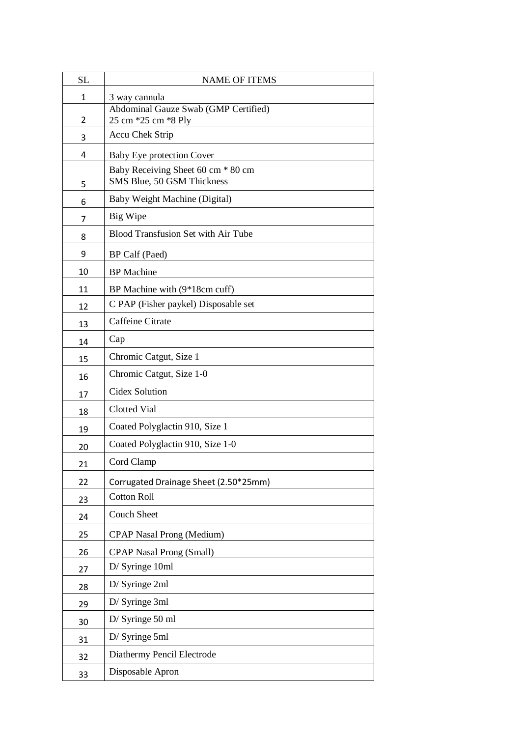| SL | NAME OF ITEMS |
| --- | --- |
| 1 | 3 way cannula |
| 2 | Abdominal Gauze Swab (GMP Certified) 25 cm *25 cm *8 Ply |
| 3 | Accu Chek Strip |
| 4 | Baby Eye protection Cover |
| 5 | Baby Receiving Sheet 60 cm * 80 cm SMS Blue, 50 GSM Thickness |
| 6 | Baby Weight Machine (Digital) |
| 7 | Big Wipe |
| 8 | Blood Transfusion Set with Air Tube |
| 9 | BP Calf (Paed) |
| 10 | BP Machine |
| 11 | BP Machine with (9*18cm cuff) |
| 12 | C PAP (Fisher paykel) Disposable set |
| 13 | Caffeine Citrate |
| 14 | Cap |
| 15 | Chromic Catgut, Size 1 |
| 16 | Chromic Catgut, Size 1-0 |
| 17 | Cidex Solution |
| 18 | Clotted Vial |
| 19 | Coated Polyglactin 910, Size 1 |
| 20 | Coated Polyglactin 910, Size 1-0 |
| 21 | Cord Clamp |
| 22 | Corrugated Drainage Sheet (2.50*25mm) |
| 23 | Cotton Roll |
| 24 | Couch Sheet |
| 25 | CPAP Nasal Prong (Medium) |
| 26 | CPAP Nasal Prong (Small) |
| 27 | D/ Syringe 10ml |
| 28 | D/ Syringe 2ml |
| 29 | D/ Syringe 3ml |
| 30 | D/ Syringe 50 ml |
| 31 | D/ Syringe 5ml |
| 32 | Diathermy Pencil Electrode |
| 33 | Disposable Apron |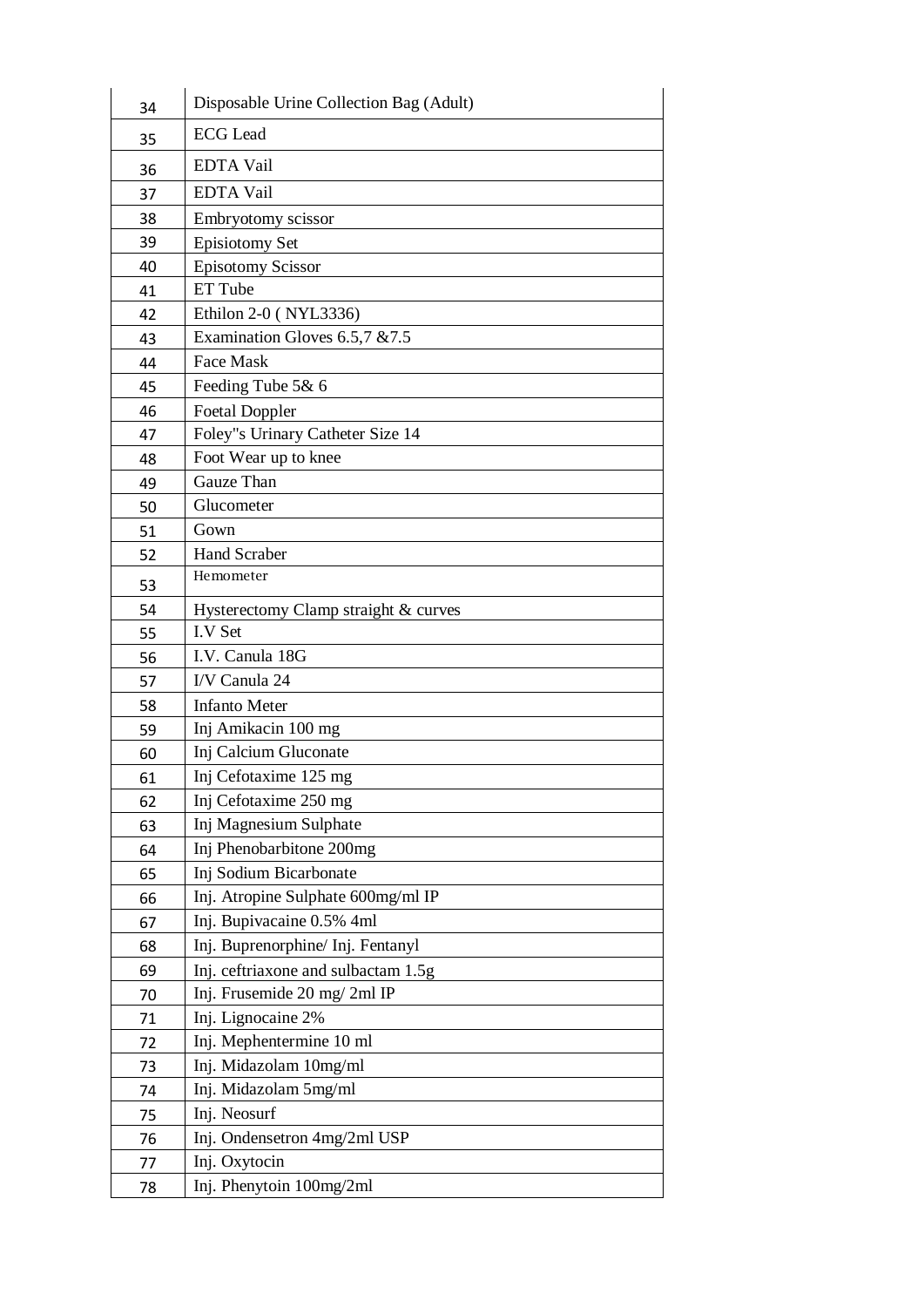| | |
|---|---|
| 34 | Disposable Urine Collection Bag (Adult) |
| 35 | ECG Lead |
| 36 | EDTA Vail |
| 37 | EDTA Vail |
| 38 | Embryotomy scissor |
| 39 | Episiotomy Set |
| 40 | Episotomy Scissor |
| 41 | ET Tube |
| 42 | Ethilon 2-0 ( NYL3336) |
| 43 | Examination Gloves 6.5,7 &7.5 |
| 44 | Face Mask |
| 45 | Feeding Tube 5& 6 |
| 46 | Foetal Doppler |
| 47 | Foley"s Urinary Catheter Size 14 |
| 48 | Foot Wear up to knee |
| 49 | Gauze Than |
| 50 | Glucometer |
| 51 | Gown |
| 52 | Hand Scraber |
| 53 | Hemometer |
| 54 | Hysterectomy Clamp straight & curves |
| 55 | I.V Set |
| 56 | I.V. Canula 18G |
| 57 | I/V Canula 24 |
| 58 | Infanto Meter |
| 59 | Inj Amikacin 100 mg |
| 60 | Inj Calcium Gluconate |
| 61 | Inj Cefotaxime 125 mg |
| 62 | Inj Cefotaxime 250 mg |
| 63 | Inj Magnesium Sulphate |
| 64 | Inj Phenobarbitone 200mg |
| 65 | Inj Sodium Bicarbonate |
| 66 | Inj. Atropine Sulphate 600mg/ml IP |
| 67 | Inj. Bupivacaine 0.5% 4ml |
| 68 | Inj. Buprenorphine/ Inj. Fentanyl |
| 69 | Inj. ceftriaxone and sulbactam 1.5g |
| 70 | Inj. Frusemide 20 mg/ 2ml IP |
| 71 | Inj. Lignocaine 2% |
| 72 | Inj. Mephentermine 10 ml |
| 73 | Inj. Midazolam 10mg/ml |
| 74 | Inj. Midazolam 5mg/ml |
| 75 | Inj. Neosurf |
| 76 | Inj. Ondensetron 4mg/2ml USP |
| 77 | Inj. Oxytocin |
| 78 | Inj. Phenytoin 100mg/2ml |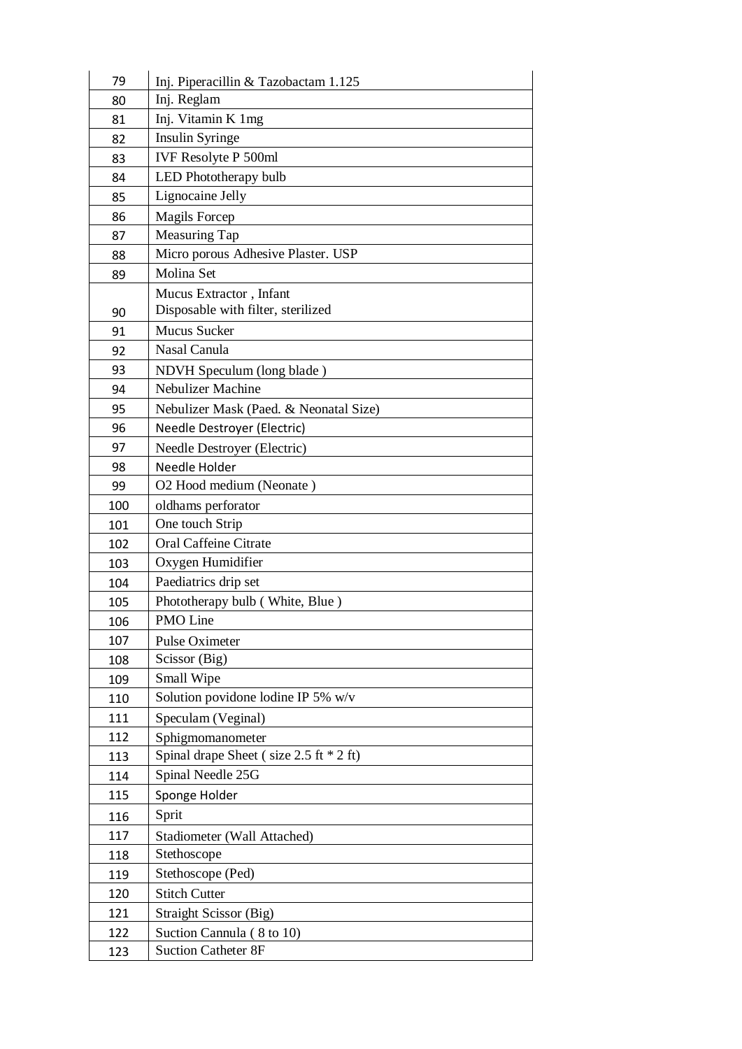| | |
|---|---|
| 79 | Inj. Piperacillin & Tazobactam 1.125 |
| 80 | Inj. Reglam |
| 81 | Inj. Vitamin K 1mg |
| 82 | Insulin Syringe |
| 83 | IVF Resolyte P 500ml |
| 84 | LED Phototherapy bulb |
| 85 | Lignocaine Jelly |
| 86 | Magils Forcep |
| 87 | Measuring Tap |
| 88 | Micro porous Adhesive Plaster. USP |
| 89 | Molina Set |
| 90 | Mucus Extractor , Infant Disposable with filter, sterilized |
| 91 | Mucus Sucker |
| 92 | Nasal Canula |
| 93 | NDVH Speculum (long blade ) |
| 94 | Nebulizer Machine |
| 95 | Nebulizer Mask (Paed. & Neonatal Size) |
| 96 | Needle Destroyer (Electric) |
| 97 | Needle Destroyer (Electric) |
| 98 | Needle Holder |
| 99 | O2 Hood medium (Neonate ) |
| 100 | oldhams perforator |
| 101 | One touch Strip |
| 102 | Oral Caffeine Citrate |
| 103 | Oxygen Humidifier |
| 104 | Paediatrics drip set |
| 105 | Phototherapy bulb ( White, Blue ) |
| 106 | PMO Line |
| 107 | Pulse Oximeter |
| 108 | Scissor (Big) |
| 109 | Small Wipe |
| 110 | Solution povidone lodine IP 5% w/v |
| 111 | Speculam (Veginal) |
| 112 | Sphigmomanometer |
| 113 | Spinal drape Sheet ( size 2.5 ft * 2 ft) |
| 114 | Spinal Needle 25G |
| 115 | Sponge Holder |
| 116 | Sprit |
| 117 | Stadiometer (Wall Attached) |
| 118 | Stethoscope |
| 119 | Stethoscope (Ped) |
| 120 | Stitch Cutter |
| 121 | Straight Scissor (Big) |
| 122 | Suction Cannula ( 8 to 10) |
| 123 | Suction Catheter 8F |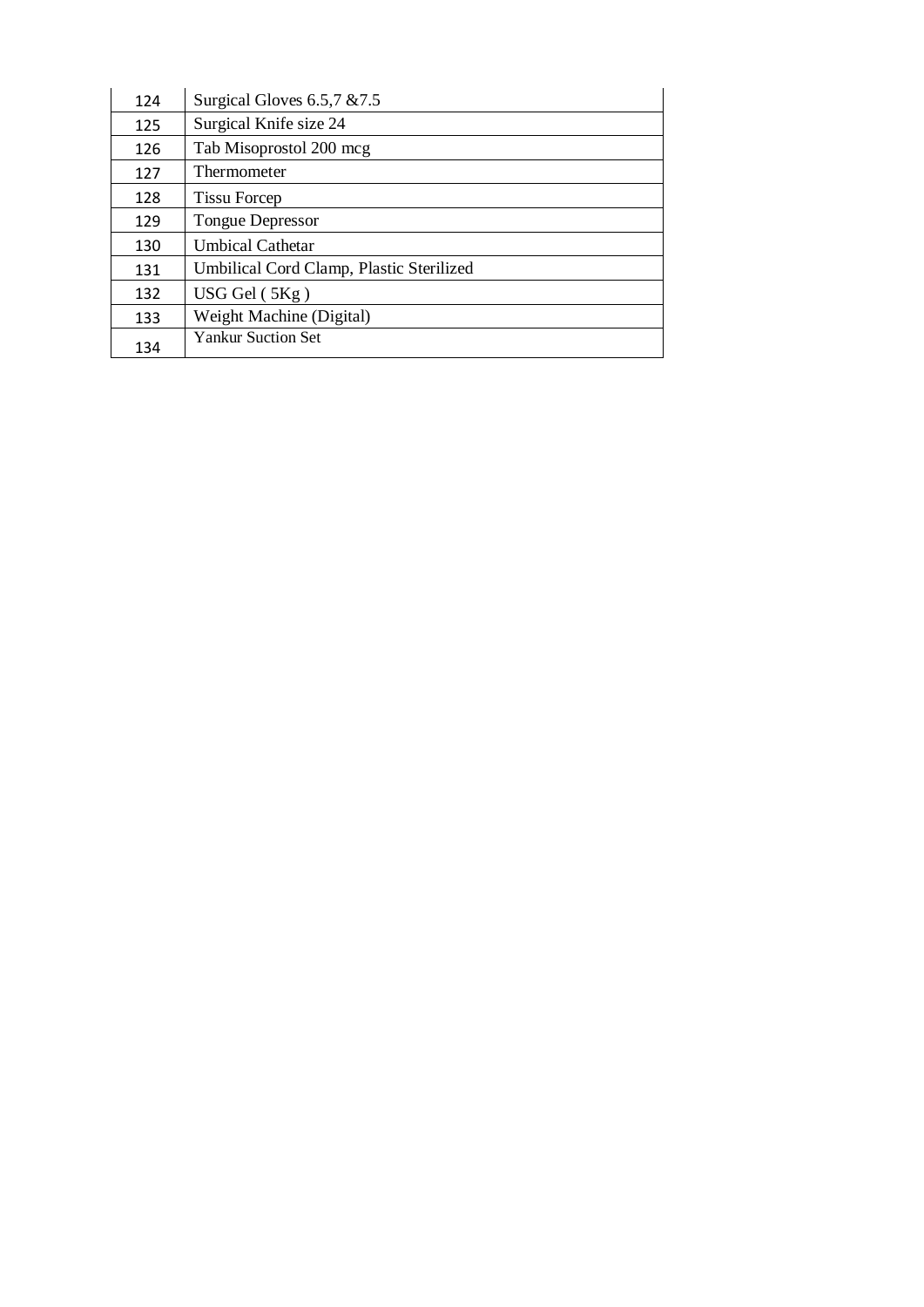| | |
|---|---|
| 124 | Surgical Gloves 6.5,7 &7.5 |
| 125 | Surgical Knife size 24 |
| 126 | Tab Misoprostol 200 mcg |
| 127 | Thermometer |
| 128 | Tissu Forcep |
| 129 | Tongue Depressor |
| 130 | Umbical Cathetar |
| 131 | Umbilical Cord Clamp, Plastic Sterilized |
| 132 | USG Gel ( 5Kg ) |
| 133 | Weight Machine (Digital) |
| 134 | Yankur Suction Set |